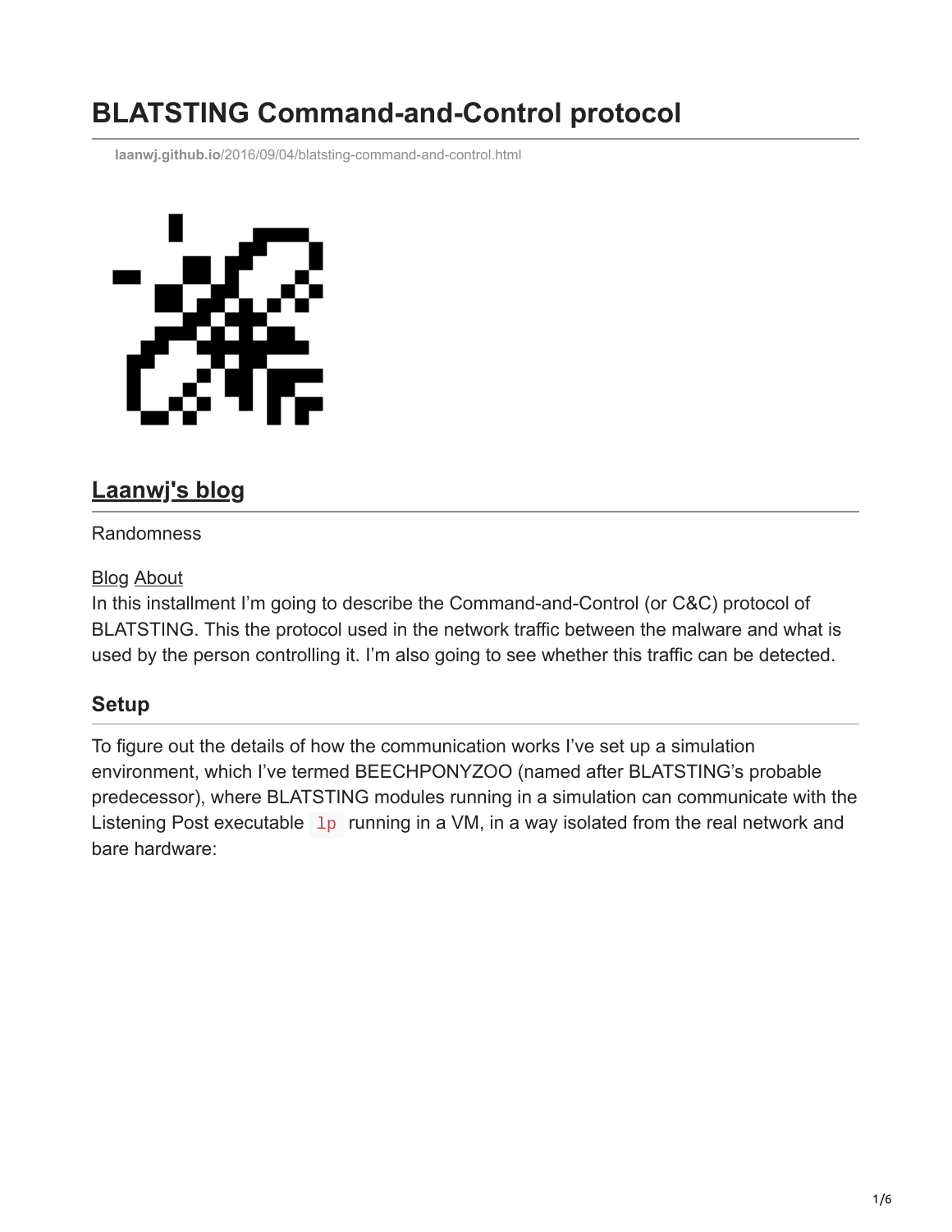# BLATSTING Command-and-Control protocol

laanwj.github.io/2016/09/04/blatsting-command-and-control.html

## Laanwj's blog

Randomness

Blog About

In this installment I'm going to describe the Command-and-Control (or C&C) protocol of BLATSTING. This the protocol used in the network traffic between the malware and what is used by the person controlling it. I'm also going to see whether this traffic can be detected.

### Setup

To figure out the details of how the communication works I've set up a simulation environment, which I've termed BEECHPONYZOO (named after BLATSTING's probable predecessor), where BLATSTING modules running in a simulation can communicate with the Listening Post executable `lp` running in a VM, in a way isolated from the real network and bare hardware: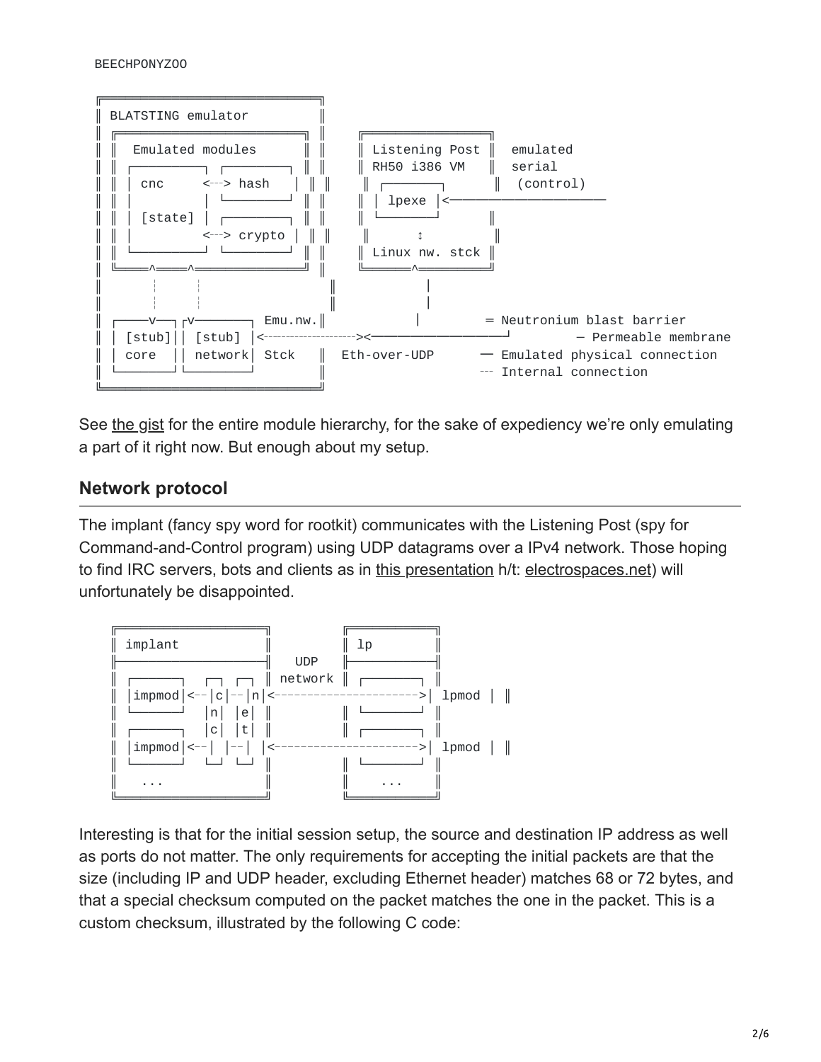```
BEECHPONYZOO

╔═══════════════════════════════╗
║ BLATSTING emulator            ║
║ ╔═══════════════════════════╗ ║    ╔════════════════╗
║ ║  Emulated modules         ║ ║    ║ Listening Post ║  emulated
║ ║ ┌─────────┐ ┌─────────┐   ║ ║    ║ RH50 i386 VM   ║  serial
║ ║ │ cnc     <╌╌> hash     │ ║ ║    ║ ┌───────┐      ║  (control)
║ ║ │         │ └─────────┘   ║ ║    ║ │ lpexe │<─────────────────────
║ ║ │ [state] │ ┌─────────┐   ║ ║    ║ └───────┘      ║
║ ║ │         <╌╌> crypto   │ ║ ║    ║     ↕          ║
║ ║ └─────────┘ └─────────┘   ║ ║    ║ Linux nw. stck ║
║ ╚═════^═════^═══════════════╝ ║    ╚═══════^════════╝
║       ╎     ╎                 ║            │
║       ╎     ╎                 ║            │
║ ┌─────v──┐┌v───────┐ Emu.nw.║            │         ═ Neutronium blast barrier
║ │ [stub]││ [stub] │<╌╌╌╌╌╌╌╌╌╌╌╌╌╌╌><─────────────────┘        ─ Permeable membrane
║ │ core  ││ network│ Stck   ║  Eth-over-UDP      ── Emulated physical connection
║ └────────┘└────────┘        ║                     ╌╌ Internal connection
╚═══════════════════════════════╝
```

See the gist for the entire module hierarchy, for the sake of expediency we're only emulating a part of it right now. But enough about my setup.

## Network protocol

The implant (fancy spy word for rootkit) communicates with the Listening Post (spy for Command-and-Control program) using UDP datagrams over a IPv4 network. Those hoping to find IRC servers, bots and clients as in this presentation h/t: electrospaces.net) will unfortunately be disappointed.

```
╔═════════════════════╗          ╔════════════╗
║ implant             ║          ║ lp         ║
╠═════════════════════╣   UDP    ╠════════════╣
║ ┌───────┐  ┌┐  ┌┐   ║ network  ║ ┌───────┐  ║
║ │impmod│<╌╌│c│╌╌│n│<╌╌╌╌╌╌╌╌╌╌╌╌╌╌╌╌╌╌╌╌╌>│ lpmod │ ║
║ └───────┘  │n│  │e│ ║          ║ └───────┘  ║
║ ┌───────┐  │c│  │t│ ║          ║ ┌───────┐  ║
║ │impmod│<╌╌│ │╌╌│ │<╌╌╌╌╌╌╌╌╌╌╌╌╌╌╌╌╌╌╌╌╌>│ lpmod │ ║
║ └───────┘  └┘  └┘   ║          ║ └───────┘  ║
║    ...              ║          ║    ...     ║
╚═════════════════════╝          ╚════════════╝
```

Interesting is that for the initial session setup, the source and destination IP address as well as ports do not matter. The only requirements for accepting the initial packets are that the size (including IP and UDP header, excluding Ethernet header) matches 68 or 72 bytes, and that a special checksum computed on the packet matches the one in the packet. This is a custom checksum, illustrated by the following C code: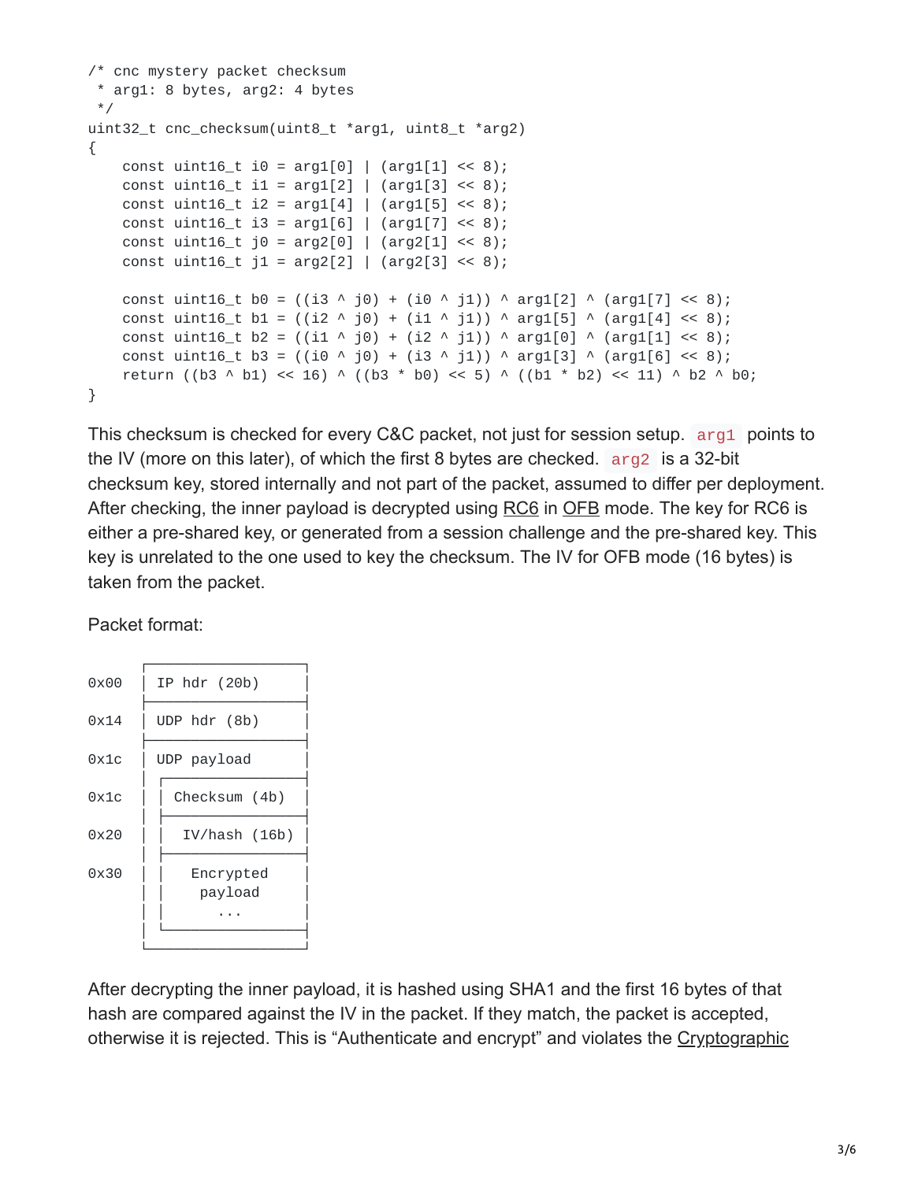```c
/* cnc mystery packet checksum
 * arg1: 8 bytes, arg2: 4 bytes
 */
uint32_t cnc_checksum(uint8_t *arg1, uint8_t *arg2)
{
    const uint16_t i0 = arg1[0] | (arg1[1] << 8);
    const uint16_t i1 = arg1[2] | (arg1[3] << 8);
    const uint16_t i2 = arg1[4] | (arg1[5] << 8);
    const uint16_t i3 = arg1[6] | (arg1[7] << 8);
    const uint16_t j0 = arg2[0] | (arg2[1] << 8);
    const uint16_t j1 = arg2[2] | (arg2[3] << 8);

    const uint16_t b0 = ((i3 ^ j0) + (i0 ^ j1)) ^ arg1[2] ^ (arg1[7] << 8);
    const uint16_t b1 = ((i2 ^ j0) + (i1 ^ j1)) ^ arg1[5] ^ (arg1[4] << 8);
    const uint16_t b2 = ((i1 ^ j0) + (i2 ^ j1)) ^ arg1[0] ^ (arg1[1] << 8);
    const uint16_t b3 = ((i0 ^ j0) + (i3 ^ j1)) ^ arg1[3] ^ (arg1[6] << 8);
    return ((b3 ^ b1) << 16) ^ ((b3 * b0) << 5) ^ ((b1 * b2) << 11) ^ b2 ^ b0;
}
```

This checksum is checked for every C&C packet, not just for session setup. `arg1` points to the IV (more on this later), of which the first 8 bytes are checked. `arg2` is a 32-bit checksum key, stored internally and not part of the packet, assumed to differ per deployment. After checking, the inner payload is decrypted using RC6 in OFB mode. The key for RC6 is either a pre-shared key, or generated from a session challenge and the pre-shared key. This key is unrelated to the one used to key the checksum. The IV for OFB mode (16 bytes) is taken from the packet.

Packet format:

```
     ┌────────────────────┐
0x00 │ IP hdr (20b)       │
     ├────────────────────┤
0x14 │ UDP hdr (8b)       │
     ├────────────────────┤
0x1c │ UDP payload        │
     │ ┌──────────────────┤
0x1c │ │ Checksum (4b)    │
     │ ├──────────────────┤
0x20 │ │  IV/hash (16b)   │
     │ ├──────────────────┤
0x30 │ │   Encrypted      │
     │ │    payload       │
     │ │      ...         │
     │ └──────────────────┤
     └────────────────────┘
```

After decrypting the inner payload, it is hashed using SHA1 and the first 16 bytes of that hash are compared against the IV in the packet. If they match, the packet is accepted, otherwise it is rejected. This is "Authenticate and encrypt" and violates the Cryptographic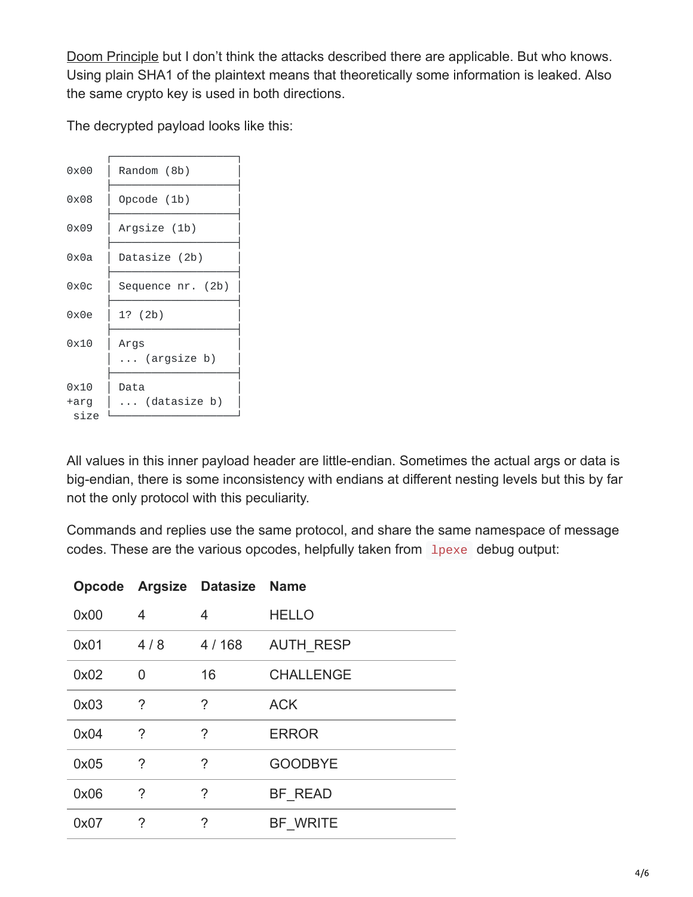Doom Principle but I don’t think the attacks described there are applicable. But who knows. Using plain SHA1 of the plaintext means that theoretically some information is leaked. Also the same crypto key is used in both directions.

The decrypted payload looks like this:

```
     ┌─────────────────────┐
0x00 │ Random (8b)         │
     ├─────────────────────┤
0x08 │ Opcode (1b)         │
     ├─────────────────────┤
0x09 │ Argsize (1b)        │
     ├─────────────────────┤
0x0a │ Datasize (2b)       │
     ├─────────────────────┤
0x0c │ Sequence nr. (2b)   │
     ├─────────────────────┤
0x0e │ 1? (2b)             │
     ├─────────────────────┤
0x10 │ Args                │
     │ ... (argsize b)     │
     ├─────────────────────┤
0x10 │ Data                │
+arg │ ... (datasize b)    │
 size└─────────────────────┘
```

All values in this inner payload header are little-endian. Sometimes the actual args or data is big-endian, there is some inconsistency with endians at different nesting levels but this by far not the only protocol with this peculiarity.

Commands and replies use the same protocol, and share the same namespace of message codes. These are the various opcodes, helpfully taken from `lpexe` debug output:

| Opcode | Argsize | Datasize | Name |
|---|---|---|---|
| 0x00 | 4 | 4 | HELLO |
| 0x01 | 4 / 8 | 4 / 168 | AUTH_RESP |
| 0x02 | 0 | 16 | CHALLENGE |
| 0x03 | ? | ? | ACK |
| 0x04 | ? | ? | ERROR |
| 0x05 | ? | ? | GOODBYE |
| 0x06 | ? | ? | BF_READ |
| 0x07 | ? | ? | BF_WRITE |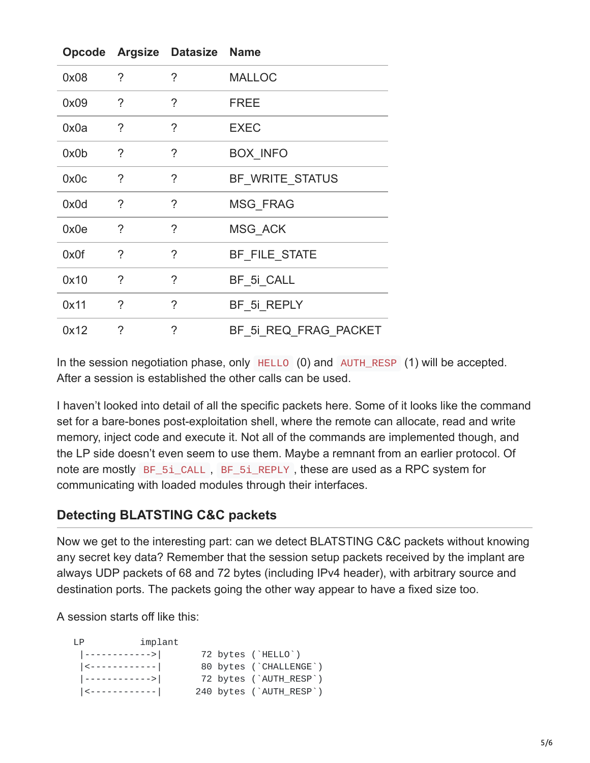| Opcode | Argsize | Datasize | Name |
|---|---|---|---|
| 0x08 | ? | ? | MALLOC |
| 0x09 | ? | ? | FREE |
| 0x0a | ? | ? | EXEC |
| 0x0b | ? | ? | BOX_INFO |
| 0x0c | ? | ? | BF_WRITE_STATUS |
| 0x0d | ? | ? | MSG_FRAG |
| 0x0e | ? | ? | MSG_ACK |
| 0x0f | ? | ? | BF_FILE_STATE |
| 0x10 | ? | ? | BF_5i_CALL |
| 0x11 | ? | ? | BF_5i_REPLY |
| 0x12 | ? | ? | BF_5i_REQ_FRAG_PACKET |

In the session negotiation phase, only `HELLO` (0) and `AUTH_RESP` (1) will be accepted. After a session is established the other calls can be used.

I haven't looked into detail of all the specific packets here. Some of it looks like the command set for a bare-bones post-exploitation shell, where the remote can allocate, read and write memory, inject code and execute it. Not all of the commands are implemented though, and the LP side doesn't even seem to use them. Maybe a remnant from an earlier protocol. Of note are mostly `BF_5i_CALL`, `BF_5i_REPLY`, these are used as a RPC system for communicating with loaded modules through their interfaces.

## Detecting BLATSTING C&C packets

Now we get to the interesting part: can we detect BLATSTING C&C packets without knowing any secret key data? Remember that the session setup packets received by the implant are always UDP packets of 68 and 72 bytes (including IPv4 header), with arbitrary source and destination ports. The packets going the other way appear to have a fixed size too.

A session starts off like this:

```
LP          implant
 |------------>|      72 bytes (`HELLO`)
 |<------------|      80 bytes (`CHALLENGE`)
 |------------>|      72 bytes (`AUTH_RESP`)
 |<------------|     240 bytes (`AUTH_RESP`)
```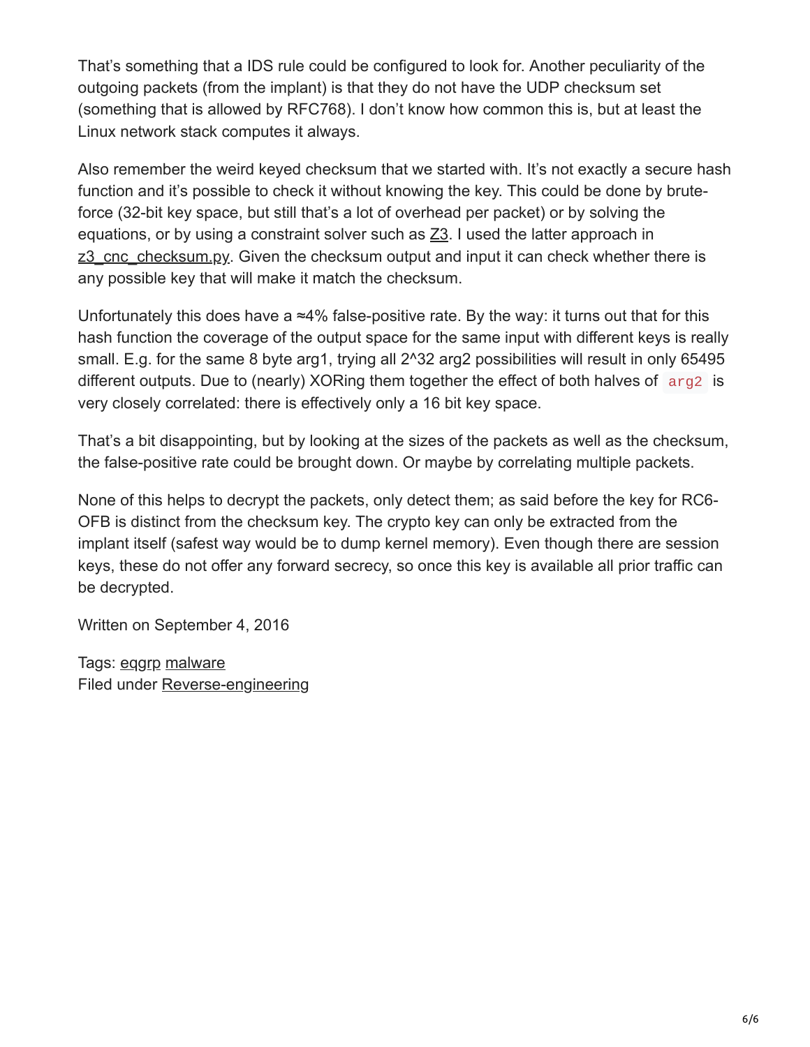That's something that a IDS rule could be configured to look for. Another peculiarity of the outgoing packets (from the implant) is that they do not have the UDP checksum set (something that is allowed by RFC768). I don't know how common this is, but at least the Linux network stack computes it always.

Also remember the weird keyed checksum that we started with. It's not exactly a secure hash function and it's possible to check it without knowing the key. This could be done by brute-force (32-bit key space, but still that's a lot of overhead per packet) or by solving the equations, or by using a constraint solver such as Z3. I used the latter approach in z3_cnc_checksum.py. Given the checksum output and input it can check whether there is any possible key that will make it match the checksum.

Unfortunately this does have a ≈4% false-positive rate. By the way: it turns out that for this hash function the coverage of the output space for the same input with different keys is really small. E.g. for the same 8 byte arg1, trying all 2^32 arg2 possibilities will result in only 65495 different outputs. Due to (nearly) XORing them together the effect of both halves of `arg2` is very closely correlated: there is effectively only a 16 bit key space.

That's a bit disappointing, but by looking at the sizes of the packets as well as the checksum, the false-positive rate could be brought down. Or maybe by correlating multiple packets.

None of this helps to decrypt the packets, only detect them; as said before the key for RC6-OFB is distinct from the checksum key. The crypto key can only be extracted from the implant itself (safest way would be to dump kernel memory). Even though there are session keys, these do not offer any forward secrecy, so once this key is available all prior traffic can be decrypted.

Written on September 4, 2016

Tags: eqgrp malware
Filed under Reverse-engineering